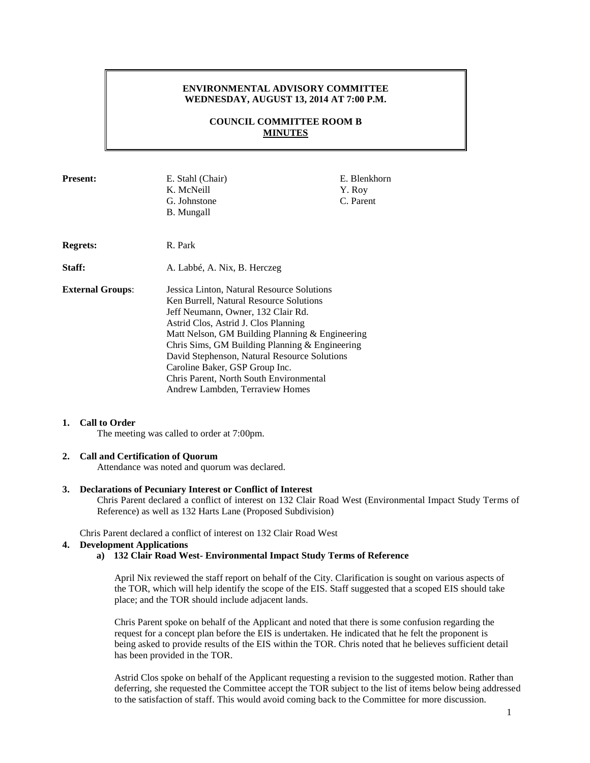**ENVIRONMENTAL ADVISORY COMMITTEE**
**WEDNESDAY, AUGUST 13, 2014 AT 7:00 P.M.**

**COUNCIL COMMITTEE ROOM B**
**MINUTES**

| | | |
|---|---|---|
| **Present:** | E. Stahl (Chair)<br>K. McNeill<br>G. Johnstone<br>B. Mungall | E. Blenkhorn<br>Y. Roy<br>C. Parent |
| **Regrets:** | R. Park | |
| **Staff:** | A. Labbé, A. Nix, B. Herczeg | |
| **External Groups**: | Jessica Linton, Natural Resource Solutions<br>Ken Burrell, Natural Resource Solutions<br>Jeff Neumann, Owner, 132 Clair Rd.<br>Astrid Clos, Astrid J. Clos Planning<br>Matt Nelson, GM Building Planning & Engineering<br>Chris Sims, GM Building Planning & Engineering<br>David Stephenson, Natural Resource Solutions<br>Caroline Baker, GSP Group Inc.<br>Chris Parent, North South Environmental<br>Andrew Lambden, Terraview Homes | |

**1. Call to Order**

The meeting was called to order at 7:00pm.

**2. Call and Certification of Quorum**

Attendance was noted and quorum was declared.

**3. Declarations of Pecuniary Interest or Conflict of Interest**

Chris Parent declared a conflict of interest on 132 Clair Road West (Environmental Impact Study Terms of Reference) as well as 132 Harts Lane (Proposed Subdivision)

Chris Parent declared a conflict of interest on 132 Clair Road West

**4. Development Applications**

**a) 132 Clair Road West- Environmental Impact Study Terms of Reference**

April Nix reviewed the staff report on behalf of the City. Clarification is sought on various aspects of the TOR, which will help identify the scope of the EIS. Staff suggested that a scoped EIS should take place; and the TOR should include adjacent lands.

Chris Parent spoke on behalf of the Applicant and noted that there is some confusion regarding the request for a concept plan before the EIS is undertaken. He indicated that he felt the proponent is being asked to provide results of the EIS within the TOR. Chris noted that he believes sufficient detail has been provided in the TOR.

Astrid Clos spoke on behalf of the Applicant requesting a revision to the suggested motion. Rather than deferring, she requested the Committee accept the TOR subject to the list of items below being addressed to the satisfaction of staff. This would avoid coming back to the Committee for more discussion.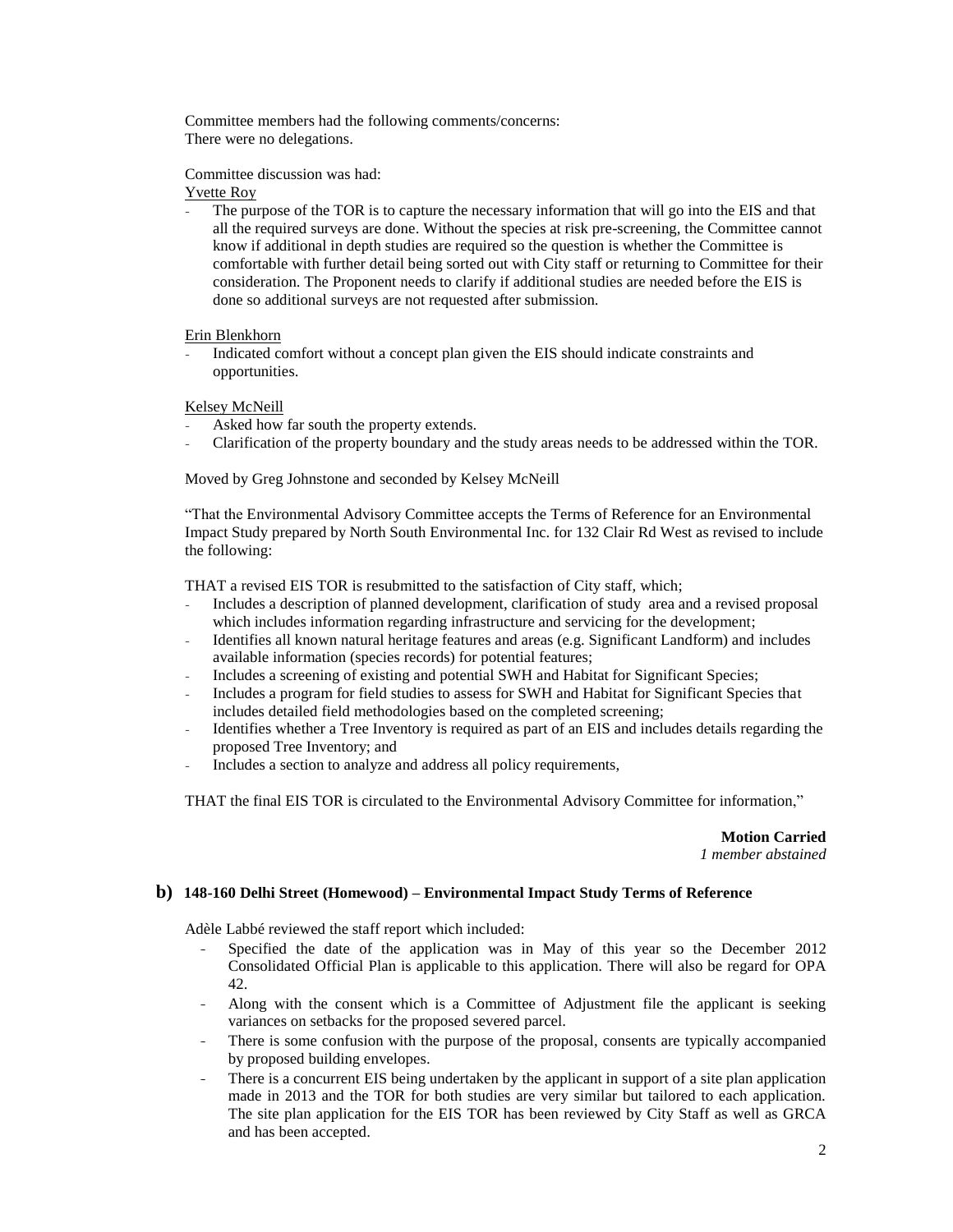Committee members had the following comments/concerns:
There were no delegations.

Committee discussion was had:

Yvette Roy

- The purpose of the TOR is to capture the necessary information that will go into the EIS and that all the required surveys are done. Without the species at risk pre-screening, the Committee cannot know if additional in depth studies are required so the question is whether the Committee is comfortable with further detail being sorted out with City staff or returning to Committee for their consideration. The Proponent needs to clarify if additional studies are needed before the EIS is done so additional surveys are not requested after submission.

Erin Blenkhorn

- Indicated comfort without a concept plan given the EIS should indicate constraints and opportunities.

Kelsey McNeill

- Asked how far south the property extends.
- Clarification of the property boundary and the study areas needs to be addressed within the TOR.

Moved by Greg Johnstone and seconded by Kelsey McNeill

"That the Environmental Advisory Committee accepts the Terms of Reference for an Environmental Impact Study prepared by North South Environmental Inc. for 132 Clair Rd West as revised to include the following:

THAT a revised EIS TOR is resubmitted to the satisfaction of City staff, which;

- Includes a description of planned development, clarification of study area and a revised proposal which includes information regarding infrastructure and servicing for the development;
- Identifies all known natural heritage features and areas (e.g. Significant Landform) and includes available information (species records) for potential features;
- Includes a screening of existing and potential SWH and Habitat for Significant Species;
- Includes a program for field studies to assess for SWH and Habitat for Significant Species that includes detailed field methodologies based on the completed screening;
- Identifies whether a Tree Inventory is required as part of an EIS and includes details regarding the proposed Tree Inventory; and
- Includes a section to analyze and address all policy requirements,

THAT the final EIS TOR is circulated to the Environmental Advisory Committee for information,"

**Motion Carried**
*1 member abstained*

## b) 148-160 Delhi Street (Homewood) – Environmental Impact Study Terms of Reference

Adèle Labbé reviewed the staff report which included:

- Specified the date of the application was in May of this year so the December 2012 Consolidated Official Plan is applicable to this application. There will also be regard for OPA 42.
- Along with the consent which is a Committee of Adjustment file the applicant is seeking variances on setbacks for the proposed severed parcel.
- There is some confusion with the purpose of the proposal, consents are typically accompanied by proposed building envelopes.
- There is a concurrent EIS being undertaken by the applicant in support of a site plan application made in 2013 and the TOR for both studies are very similar but tailored to each application. The site plan application for the EIS TOR has been reviewed by City Staff as well as GRCA and has been accepted.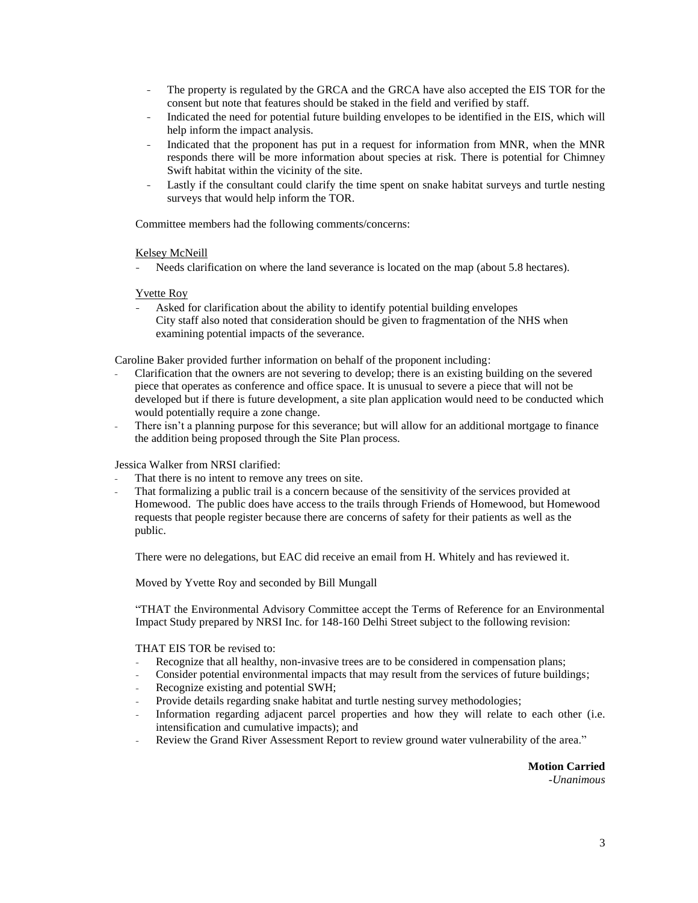- The property is regulated by the GRCA and the GRCA have also accepted the EIS TOR for the consent but note that features should be staked in the field and verified by staff.
- Indicated the need for potential future building envelopes to be identified in the EIS, which will help inform the impact analysis.
- Indicated that the proponent has put in a request for information from MNR, when the MNR responds there will be more information about species at risk. There is potential for Chimney Swift habitat within the vicinity of the site.
- Lastly if the consultant could clarify the time spent on snake habitat surveys and turtle nesting surveys that would help inform the TOR.

Committee members had the following comments/concerns:

Kelsey McNeill

- Needs clarification on where the land severance is located on the map (about 5.8 hectares).

Yvette Roy

- Asked for clarification about the ability to identify potential building envelopes
  City staff also noted that consideration should be given to fragmentation of the NHS when examining potential impacts of the severance.

Caroline Baker provided further information on behalf of the proponent including:

- Clarification that the owners are not severing to develop; there is an existing building on the severed piece that operates as conference and office space. It is unusual to sever a piece that will not be developed but if there is future development, a site plan application would need to be conducted which would potentially require a zone change.
- There isn't a planning purpose for this severance; but will allow for an additional mortgage to finance the addition being proposed through the Site Plan process.

Jessica Walker from NRSI clarified:

- That there is no intent to remove any trees on site.
- That formalizing a public trail is a concern because of the sensitivity of the services provided at Homewood. The public does have access to the trails through Friends of Homewood, but Homewood requests that people register because there are concerns of safety for their patients as well as the public.

There were no delegations, but EAC did receive an email from H. Whitely and has reviewed it.

Moved by Yvette Roy and seconded by Bill Mungall

"THAT the Environmental Advisory Committee accept the Terms of Reference for an Environmental Impact Study prepared by NRSI Inc. for 148-160 Delhi Street subject to the following revision:

THAT EIS TOR be revised to:

- Recognize that all healthy, non-invasive trees are to be considered in compensation plans;
- Consider potential environmental impacts that may result from the services of future buildings;
- Recognize existing and potential SWH;
- Provide details regarding snake habitat and turtle nesting survey methodologies;
- Information regarding adjacent parcel properties and how they will relate to each other (i.e. intensification and cumulative impacts); and
- Review the Grand River Assessment Report to review ground water vulnerability of the area."

**Motion Carried**
*-Unanimous*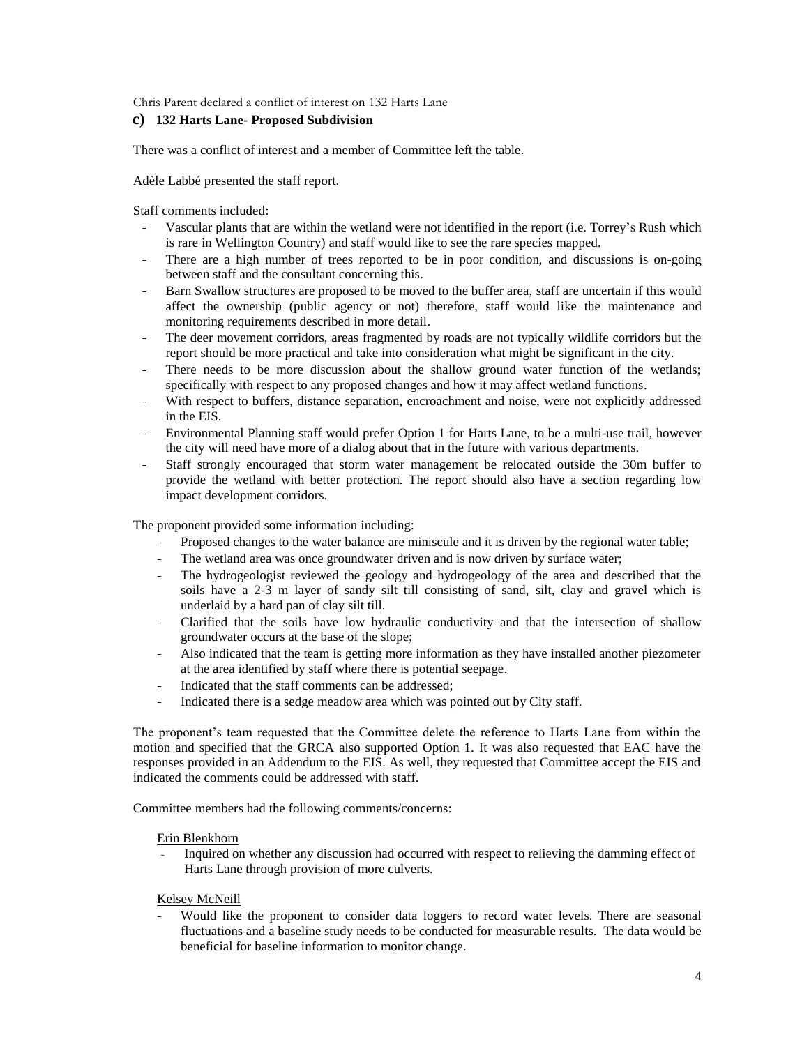Chris Parent declared a conflict of interest on 132 Harts Lane

**c) 132 Harts Lane- Proposed Subdivision**

There was a conflict of interest and a member of Committee left the table.

Adèle Labbé presented the staff report.

Staff comments included:

- Vascular plants that are within the wetland were not identified in the report (i.e. Torrey's Rush which is rare in Wellington Country) and staff would like to see the rare species mapped.
- There are a high number of trees reported to be in poor condition, and discussions is on-going between staff and the consultant concerning this.
- Barn Swallow structures are proposed to be moved to the buffer area, staff are uncertain if this would affect the ownership (public agency or not) therefore, staff would like the maintenance and monitoring requirements described in more detail.
- The deer movement corridors, areas fragmented by roads are not typically wildlife corridors but the report should be more practical and take into consideration what might be significant in the city.
- There needs to be more discussion about the shallow ground water function of the wetlands; specifically with respect to any proposed changes and how it may affect wetland functions.
- With respect to buffers, distance separation, encroachment and noise, were not explicitly addressed in the EIS.
- Environmental Planning staff would prefer Option 1 for Harts Lane, to be a multi-use trail, however the city will need have more of a dialog about that in the future with various departments.
- Staff strongly encouraged that storm water management be relocated outside the 30m buffer to provide the wetland with better protection. The report should also have a section regarding low impact development corridors.

The proponent provided some information including:

- Proposed changes to the water balance are miniscule and it is driven by the regional water table;
- The wetland area was once groundwater driven and is now driven by surface water;
- The hydrogeologist reviewed the geology and hydrogeology of the area and described that the soils have a 2-3 m layer of sandy silt till consisting of sand, silt, clay and gravel which is underlaid by a hard pan of clay silt till.
- Clarified that the soils have low hydraulic conductivity and that the intersection of shallow groundwater occurs at the base of the slope;
- Also indicated that the team is getting more information as they have installed another piezometer at the area identified by staff where there is potential seepage.
- Indicated that the staff comments can be addressed;
- Indicated there is a sedge meadow area which was pointed out by City staff.

The proponent's team requested that the Committee delete the reference to Harts Lane from within the motion and specified that the GRCA also supported Option 1. It was also requested that EAC have the responses provided in an Addendum to the EIS. As well, they requested that Committee accept the EIS and indicated the comments could be addressed with staff.

Committee members had the following comments/concerns:

<u>Erin Blenkhorn</u>

- Inquired on whether any discussion had occurred with respect to relieving the damming effect of Harts Lane through provision of more culverts.

<u>Kelsey McNeill</u>

- Would like the proponent to consider data loggers to record water levels. There are seasonal fluctuations and a baseline study needs to be conducted for measurable results. The data would be beneficial for baseline information to monitor change.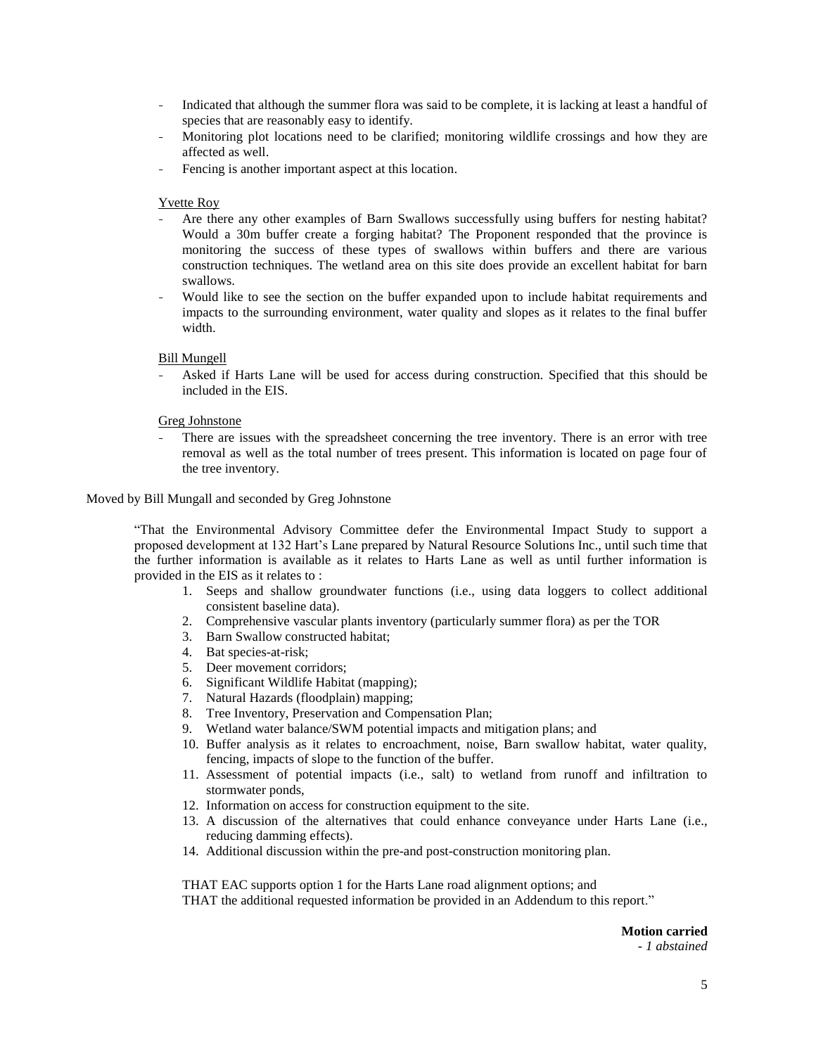- Indicated that although the summer flora was said to be complete, it is lacking at least a handful of species that are reasonably easy to identify.
- Monitoring plot locations need to be clarified; monitoring wildlife crossings and how they are affected as well.
- Fencing is another important aspect at this location.

<u>Yvette Roy</u>

- Are there any other examples of Barn Swallows successfully using buffers for nesting habitat? Would a 30m buffer create a forging habitat? The Proponent responded that the province is monitoring the success of these types of swallows within buffers and there are various construction techniques. The wetland area on this site does provide an excellent habitat for barn swallows.
- Would like to see the section on the buffer expanded upon to include habitat requirements and impacts to the surrounding environment, water quality and slopes as it relates to the final buffer width.

<u>Bill Mungell</u>

- Asked if Harts Lane will be used for access during construction. Specified that this should be included in the EIS.

<u>Greg Johnstone</u>

- There are issues with the spreadsheet concerning the tree inventory. There is an error with tree removal as well as the total number of trees present. This information is located on page four of the tree inventory.

Moved by Bill Mungall and seconded by Greg Johnstone

> "That the Environmental Advisory Committee defer the Environmental Impact Study to support a proposed development at 132 Hart's Lane prepared by Natural Resource Solutions Inc., until such time that the further information is available as it relates to Harts Lane as well as until further information is provided in the EIS as it relates to :
>
> 1. Seeps and shallow groundwater functions (i.e., using data loggers to collect additional consistent baseline data).
> 2. Comprehensive vascular plants inventory (particularly summer flora) as per the TOR
> 3. Barn Swallow constructed habitat;
> 4. Bat species-at-risk;
> 5. Deer movement corridors;
> 6. Significant Wildlife Habitat (mapping);
> 7. Natural Hazards (floodplain) mapping;
> 8. Tree Inventory, Preservation and Compensation Plan;
> 9. Wetland water balance/SWM potential impacts and mitigation plans; and
> 10. Buffer analysis as it relates to encroachment, noise, Barn swallow habitat, water quality, fencing, impacts of slope to the function of the buffer.
> 11. Assessment of potential impacts (i.e., salt) to wetland from runoff and infiltration to stormwater ponds,
> 12. Information on access for construction equipment to the site.
> 13. A discussion of the alternatives that could enhance conveyance under Harts Lane (i.e., reducing damming effects).
> 14. Additional discussion within the pre-and post-construction monitoring plan.
>
> THAT EAC supports option 1 for the Harts Lane road alignment options; and
> THAT the additional requested information be provided in an Addendum to this report."

**Motion carried**
*- 1 abstained*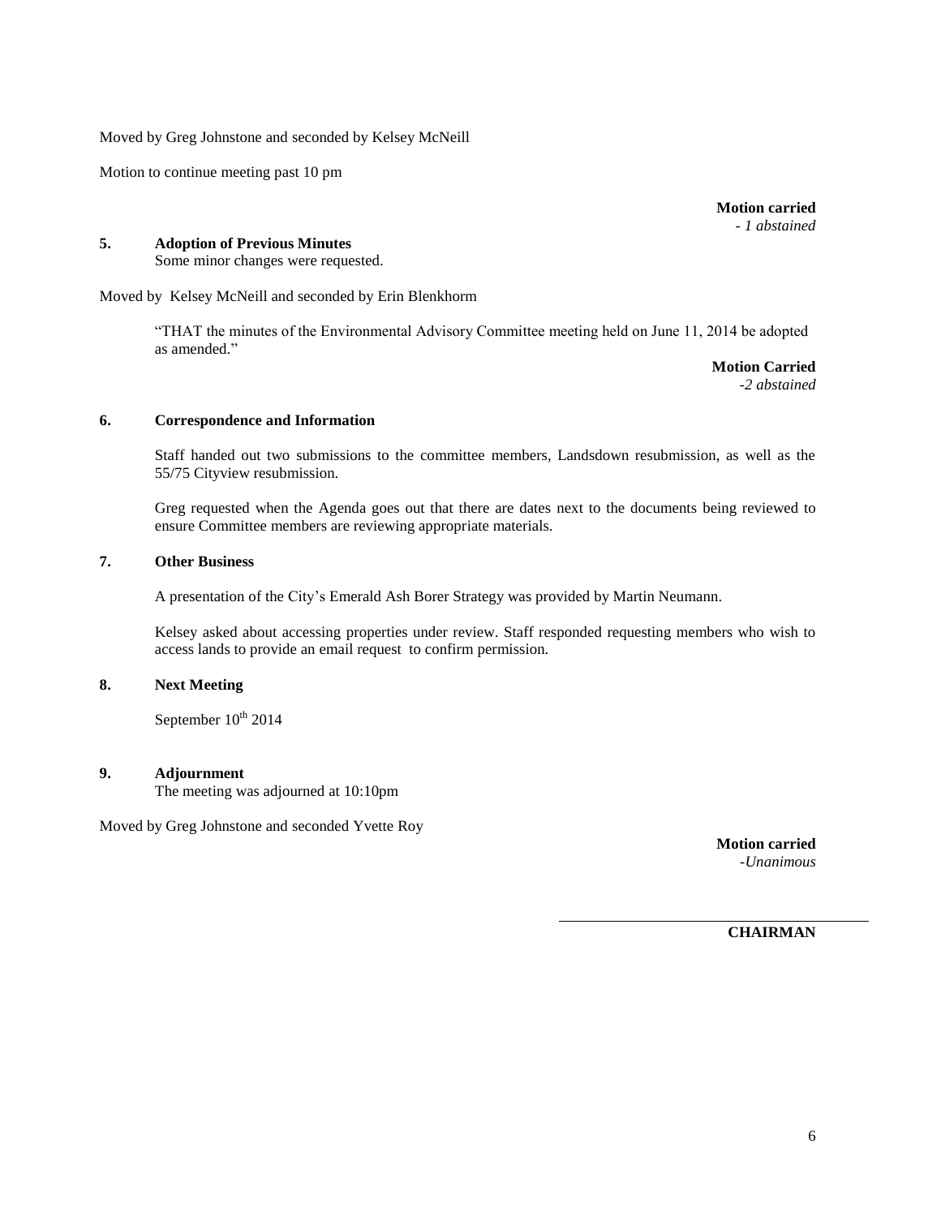Moved by Greg Johnstone and seconded by Kelsey McNeill

Motion to continue meeting past 10 pm

**Motion carried**
*- 1 abstained*

## 5. Adoption of Previous Minutes

Some minor changes were requested.

Moved by Kelsey McNeill and seconded by Erin Blenkhorm

"THAT the minutes of the Environmental Advisory Committee meeting held on June 11, 2014 be adopted as amended."

**Motion Carried**
*-2 abstained*

## 6. Correspondence and Information

Staff handed out two submissions to the committee members, Landsdown resubmission, as well as the 55/75 Cityview resubmission.

Greg requested when the Agenda goes out that there are dates next to the documents being reviewed to ensure Committee members are reviewing appropriate materials.

## 7. Other Business

A presentation of the City's Emerald Ash Borer Strategy was provided by Martin Neumann.

Kelsey asked about accessing properties under review. Staff responded requesting members who wish to access lands to provide an email request to confirm permission.

## 8. Next Meeting

September 10th 2014

## 9. Adjournment

The meeting was adjourned at 10:10pm

Moved by Greg Johnstone and seconded Yvette Roy

**Motion carried**
*-Unanimous*

\_\_\_\_\_\_\_\_\_\_\_\_\_\_\_\_\_\_\_\_\_\_\_\_\_\_\_\_\_\_\_\_\_\_\_\_

**CHAIRMAN**